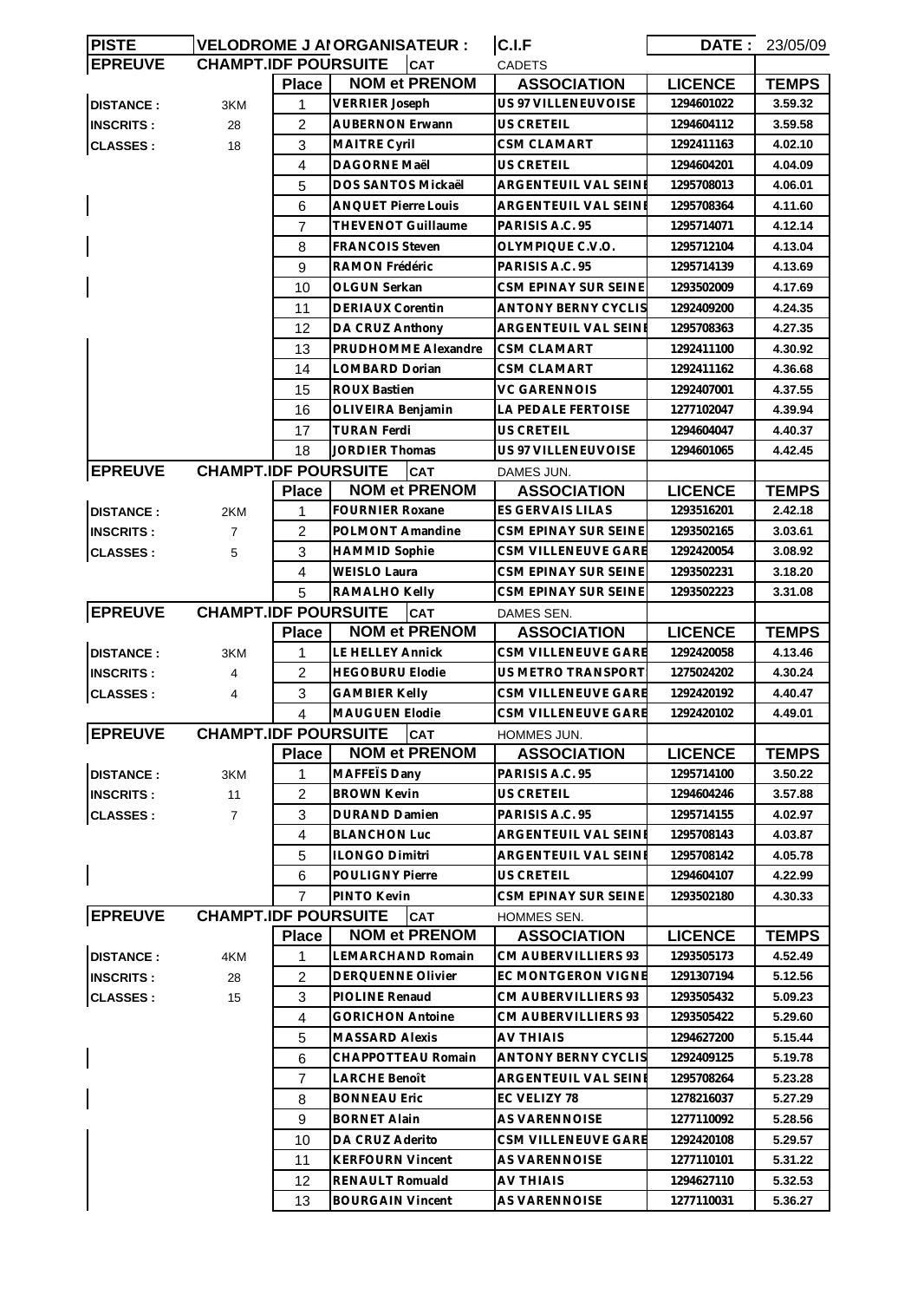| PISTE | VELODROME J A ORGANISATEUR : | | | C.I.F | DATE : | 23/05/09 |
|---|---|---|---|---|---|---|
| EPREUVE | CHAMPT.IDF POURSUITE | | CAT | CADETS | | |
| | | Place | NOM et PRENOM | ASSOCIATION | LICENCE | TEMPS |
| DISTANCE : | 3KM | 1 | VERRIER Joseph | US 97 VILLENEUVOISE | 1294601022 | 3.59.32 |
| INSCRITS : | 28 | 2 | AUBERNON Erwann | US CRETEIL | 1294604112 | 3.59.58 |
| CLASSES : | 18 | 3 | MAITRE Cyril | CSM CLAMART | 1292411163 | 4.02.10 |
| | | 4 | DAGORNE Maël | US CRETEIL | 1294604201 | 4.04.09 |
| | | 5 | DOS SANTOS Mickaël | ARGENTEUIL VAL SEINE | 1295708013 | 4.06.01 |
| | | 6 | ANQUET Pierre Louis | ARGENTEUIL VAL SEINE | 1295708364 | 4.11.60 |
| | | 7 | THEVENOT Guillaume | PARISIS A.C. 95 | 1295714071 | 4.12.14 |
| | | 8 | FRANCOIS Steven | OLYMPIQUE C.V.O. | 1295712104 | 4.13.04 |
| | | 9 | RAMON Frédéric | PARISIS A.C. 95 | 1295714139 | 4.13.69 |
| | | 10 | OLGUN Serkan | CSM EPINAY SUR SEINE | 1293502009 | 4.17.69 |
| | | 11 | DERIAUX Corentin | ANTONY BERNY CYCLIS | 1292409200 | 4.24.35 |
| | | 12 | DA CRUZ Anthony | ARGENTEUIL VAL SEINE | 1295708363 | 4.27.35 |
| | | 13 | PRUDHOMME Alexandre | CSM CLAMART | 1292411100 | 4.30.92 |
| | | 14 | LOMBARD Dorian | CSM CLAMART | 1292411162 | 4.36.68 |
| | | 15 | ROUX Bastien | VC GARENNOIS | 1292407001 | 4.37.55 |
| | | 16 | OLIVEIRA Benjamin | LA PEDALE FERTOISE | 1277102047 | 4.39.94 |
| | | 17 | TURAN Ferdi | US CRETEIL | 1294604047 | 4.40.37 |
| | | 18 | JORDIER Thomas | US 97 VILLENEUVOISE | 1294601065 | 4.42.45 |
| EPREUVE | CHAMPT.IDF POURSUITE | | CAT | DAMES JUN. | | |
| | | Place | NOM et PRENOM | ASSOCIATION | LICENCE | TEMPS |
| DISTANCE : | 2KM | 1 | FOURNIER Roxane | ES GERVAIS LILAS | 1293516201 | 2.42.18 |
| INSCRITS : | 7 | 2 | POLMONT Amandine | CSM EPINAY SUR SEINE | 1293502165 | 3.03.61 |
| CLASSES : | 5 | 3 | HAMMID Sophie | CSM VILLENEUVE GARE | 1292420054 | 3.08.92 |
| | | 4 | WEISLO Laura | CSM EPINAY SUR SEINE | 1293502231 | 3.18.20 |
| | | 5 | RAMALHO Kelly | CSM EPINAY SUR SEINE | 1293502223 | 3.31.08 |
| EPREUVE | CHAMPT.IDF POURSUITE | | CAT | DAMES SEN. | | |
| | | Place | NOM et PRENOM | ASSOCIATION | LICENCE | TEMPS |
| DISTANCE : | 3KM | 1 | LE HELLEY Annick | CSM VILLENEUVE GARE | 1292420058 | 4.13.46 |
| INSCRITS : | 4 | 2 | HEGOBURU Elodie | US METRO TRANSPORT | 1275024202 | 4.30.24 |
| CLASSES : | 4 | 3 | GAMBIER Kelly | CSM VILLENEUVE GARE | 1292420192 | 4.40.47 |
| | | 4 | MAUGUEN Elodie | CSM VILLENEUVE GARE | 1292420102 | 4.49.01 |
| EPREUVE | CHAMPT.IDF POURSUITE | | CAT | HOMMES JUN. | | |
| | | Place | NOM et PRENOM | ASSOCIATION | LICENCE | TEMPS |
| DISTANCE : | 3KM | 1 | MAFFEÏS Dany | PARISIS A.C. 95 | 1295714100 | 3.50.22 |
| INSCRITS : | 11 | 2 | BROWN Kevin | US CRETEIL | 1294604246 | 3.57.88 |
| CLASSES : | 7 | 3 | DURAND Damien | PARISIS A.C. 95 | 1295714155 | 4.02.97 |
| | | 4 | BLANCHON Luc | ARGENTEUIL VAL SEINE | 1295708143 | 4.03.87 |
| | | 5 | ILONGO Dimitri | ARGENTEUIL VAL SEINE | 1295708142 | 4.05.78 |
| | | 6 | POULIGNY Pierre | US CRETEIL | 1294604107 | 4.22.99 |
| | | 7 | PINTO Kevin | CSM EPINAY SUR SEINE | 1293502180 | 4.30.33 |
| EPREUVE | CHAMPT.IDF POURSUITE | | CAT | HOMMES SEN. | | |
| | | Place | NOM et PRENOM | ASSOCIATION | LICENCE | TEMPS |
| DISTANCE : | 4KM | 1 | LEMARCHAND Romain | CM AUBERVILLIERS 93 | 1293505173 | 4.52.49 |
| INSCRITS : | 28 | 2 | DERQUENNE Olivier | EC MONTGERON VIGNE | 1291307194 | 5.12.56 |
| CLASSES : | 15 | 3 | PIOLINE Renaud | CM AUBERVILLIERS 93 | 1293505432 | 5.09.23 |
| | | 4 | GORICHON Antoine | CM AUBERVILLIERS 93 | 1293505422 | 5.29.60 |
| | | 5 | MASSARD Alexis | AV THIAIS | 1294627200 | 5.15.44 |
| | | 6 | CHAPPOTTEAU Romain | ANTONY BERNY CYCLIS | 1292409125 | 5.19.78 |
| | | 7 | LARCHE Benoît | ARGENTEUIL VAL SEINE | 1295708264 | 5.23.28 |
| | | 8 | BONNEAU Eric | EC VELIZY 78 | 1278216037 | 5.27.29 |
| | | 9 | BORNET Alain | AS VARENNOISE | 1277110092 | 5.28.56 |
| | | 10 | DA CRUZ Aderito | CSM VILLENEUVE GARE | 1292420108 | 5.29.57 |
| | | 11 | KERFOURN Vincent | AS VARENNOISE | 1277110101 | 5.31.22 |
| | | 12 | RENAULT Romuald | AV THIAIS | 1294627110 | 5.32.53 |
| | | 13 | BOURGAIN Vincent | AS VARENNOISE | 1277110031 | 5.36.27 |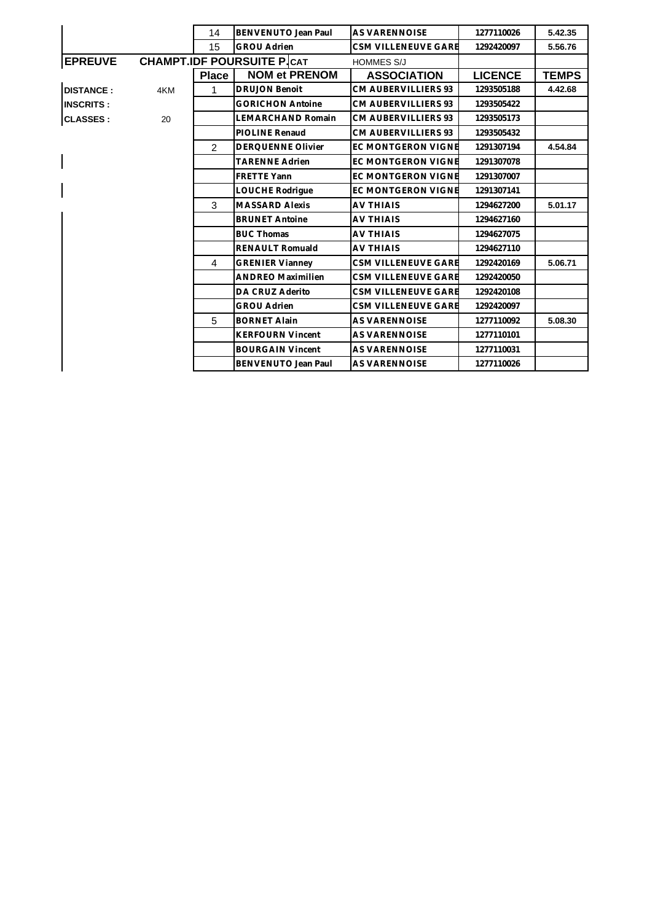| | | Place | NOM et PRENOM | ASSOCIATION | LICENCE | TEMPS |
|---|---|---|---|---|---|---|
| | | 14 | BENVENUTO Jean Paul | AS VARENNOISE | 1277110026 | 5.42.35 |
| | | 15 | GROU Adrien | CSM VILLENEUVE GARE | 1292420097 | 5.56.76 |

| EPREUVE | CHAMPT.IDF POURSUITE P.CAT | | | HOMMES S/J | | |
|---|---|---|---|---|---|---|
| | | Place | NOM et PRENOM | ASSOCIATION | LICENCE | TEMPS |
| DISTANCE : | 4KM | 1 | DRUJON Benoit | CM AUBERVILLIERS 93 | 1293505188 | 4.42.68 |
| INSCRITS : | | | GORICHON Antoine | CM AUBERVILLIERS 93 | 1293505422 | |
| CLASSES : | 20 | | LEMARCHAND Romain | CM AUBERVILLIERS 93 | 1293505173 | |
| | | | PIOLINE Renaud | CM AUBERVILLIERS 93 | 1293505432 | |
| | | 2 | DERQUENNE Olivier | EC MONTGERON VIGNE | 1291307194 | 4.54.84 |
| | | | TARENNE Adrien | EC MONTGERON VIGNE | 1291307078 | |
| | | | FRETTE Yann | EC MONTGERON VIGNE | 1291307007 | |
| | | | LOUCHE Rodrigue | EC MONTGERON VIGNE | 1291307141 | |
| | | 3 | MASSARD Alexis | AV THIAIS | 1294627200 | 5.01.17 |
| | | | BRUNET Antoine | AV THIAIS | 1294627160 | |
| | | | BUC Thomas | AV THIAIS | 1294627075 | |
| | | | RENAULT Romuald | AV THIAIS | 1294627110 | |
| | | 4 | GRENIER Vianney | CSM VILLENEUVE GARE | 1292420169 | 5.06.71 |
| | | | ANDREO Maximilien | CSM VILLENEUVE GARE | 1292420050 | |
| | | | DA CRUZ Aderito | CSM VILLENEUVE GARE | 1292420108 | |
| | | | GROU Adrien | CSM VILLENEUVE GARE | 1292420097 | |
| | | 5 | BORNET Alain | AS VARENNOISE | 1277110092 | 5.08.30 |
| | | | KERFOURN Vincent | AS VARENNOISE | 1277110101 | |
| | | | BOURGAIN Vincent | AS VARENNOISE | 1277110031 | |
| | | | BENVENUTO Jean Paul | AS VARENNOISE | 1277110026 | |